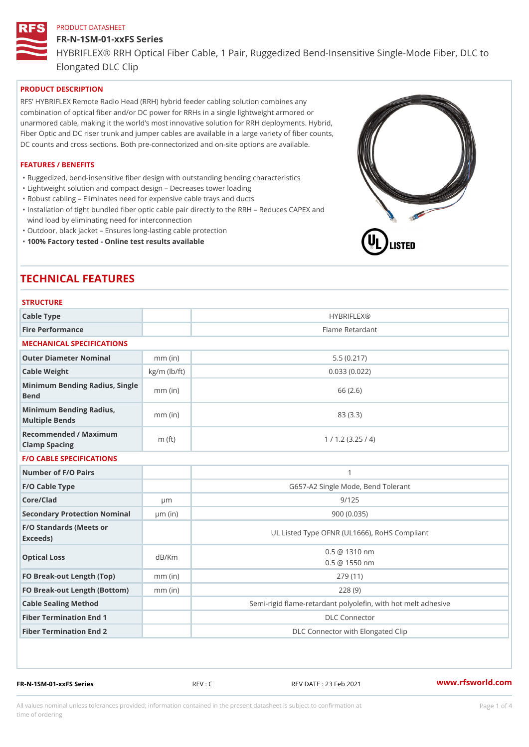PRODUCT DATASHEET

# FR-N-1SM-01-xxFS Series

HYBRIFLEX® RRH Optical Fiber Cable, 1 Pair, Ruggedized Bend-Insensitive Single-Mode Fiber, DLC to Elongated DLC Clip

## PRODUCT DESCRIPTION

RFS' HYBRIFLEX Remote Radio Head (RRH) hybrid feeder cabling solution combines any combination of optical fiber and/or DC power for RRHs in a single lightweight armored or unarmored cable, making it the world's most innovative solution for RRH deployments. Hybrid, Fiber Optic and DC riser trunk and jumper cables are available in a large variety of fiber counts, DC counts and cross sections. Both pre-connectorized and on-site options are available.

## FEATURES / BENEFITS

- Ruggedized, bend-insensitive fiber design with outstanding bending characteristics
- Lightweight solution and compact design – Decreases tower loading
- Robust cabling – Eliminates need for expensive cable trays and ducts
- Installation of tight bundled fiber optic cable pair directly to the RRH – Reduces CAPEX and wind load by eliminating need for interconnection
- Outdoor, black jacket – Ensures long-lasting cable protection
- **100% Factory tested - Online test results available**

# TECHNICAL FEATURES

### STRUCTURE

| | | |
|---|---|---|
| Cable Type | | HYBRIFLEX® |
| Fire Performance | | Flame Retardant |

### MECHANICAL SPECIFICATIONS

| | | |
|---|---|---|
| Outer Diameter Nominal | mm (in) | 5.5 (0.217) |
| Cable Weight | kg/m (lb/ft) | 0.033 (0.022) |
| Minimum Bending Radius, Single Bend | mm (in) | 66 (2.6) |
| Minimum Bending Radius, Multiple Bends | mm (in) | 83 (3.3) |
| Recommended / Maximum Clamp Spacing | m (ft) | 1 / 1.2 (3.25 / 4) |

### F/O CABLE SPECIFICATIONS

| | | |
|---|---|---|
| Number of F/O Pairs | | 1 |
| F/O Cable Type | | G657-A2 Single Mode, Bend Tolerant |
| Core/Clad | µm | 9/125 |
| Secondary Protection Nominal | µm (in) | 900 (0.035) |
| F/O Standards (Meets or Exceeds) | | UL Listed Type OFNR (UL1666), RoHS Compliant |
| Optical Loss | dB/Km | 0.5 @ 1310 nm<br>0.5 @ 1550 nm |
| FO Break-out Length (Top) | mm (in) | 279 (11) |
| FO Break-out Length (Bottom) | mm (in) | 228 (9) |
| Cable Sealing Method | | Semi-rigid flame-retardant polyolefin, with hot melt adhesive |
| Fiber Termination End 1 | | DLC Connector |
| Fiber Termination End 2 | | DLC Connector with Elongated Clip |

FR-N-1SM-01-xxFS Series REV : C REV DATE : 23 Feb 2021 www.rfsworld.com

All values nominal unless tolerances provided; information contained in the present datasheet is subject to confirmation at time of ordering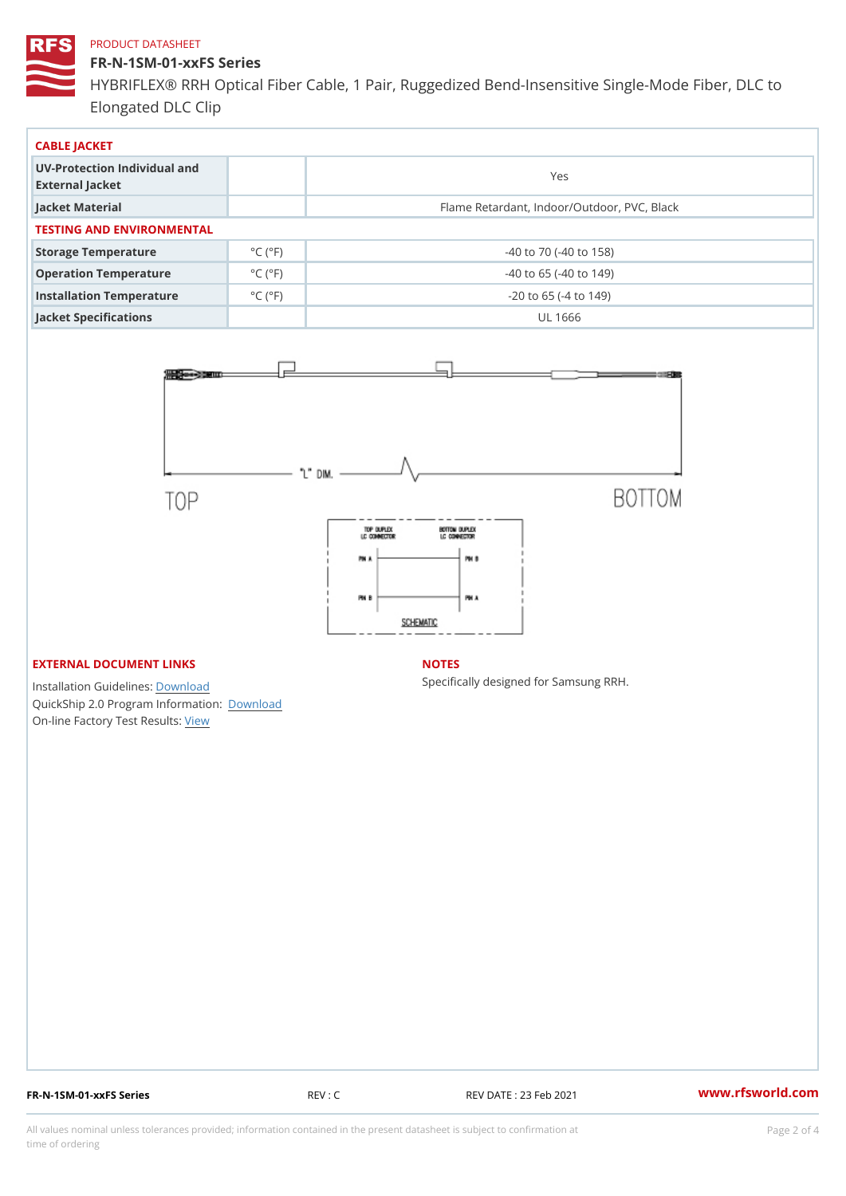PRODUCT DATASHEET

# FR-N-1SM-01-xxFS Series

HYBRIFLEX® RRH Optical Fiber Cable, 1 Pair, Ruggedized Bend-Insensitive Single-Mode Fiber, DLC to Elongated DLC Clip

## CABLE JACKET

| | | |
|---|---|---|
| UV-Protection Individual and External Jacket | | Yes |
| Jacket Material | | Flame Retardant, Indoor/Outdoor, PVC, Black |

## TESTING AND ENVIRONMENTAL

| | | |
|---|---|---|
| Storage Temperature | °C (°F) | -40 to 70 (-40 to 158) |
| Operation Temperature | °C (°F) | -40 to 65 (-40 to 149) |
| Installation Temperature | °C (°F) | -20 to 65 (-4 to 149) |
| Jacket Specifications | | UL 1666 |

"L" DIM.

TOP

BOTTOM

TOP DUPLEX LC CONNECTOR

BOTTOM DUPLEX LC CONNECTOR

PIN A — PIN B

PIN B — PIN A

SCHEMATIC

## EXTERNAL DOCUMENT LINKS

Installation Guidelines: Download

QuickShip 2.0 Program Information: Download

On-line Factory Test Results: View

## NOTES

Specifically designed for Samsung RRH.

FR-N-1SM-01-xxFS Series | REV : C | REV DATE : 23 Feb 2021 | www.rfsworld.com

All values nominal unless tolerances provided; information contained in the present datasheet is subject to confirmation at time of ordering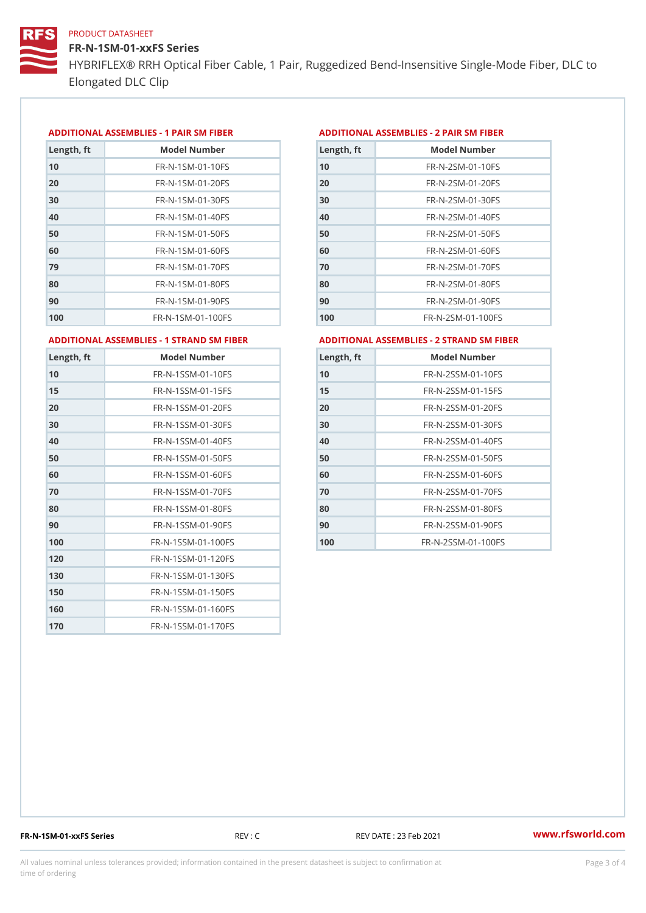PRODUCT DATASHEET

# FR-N-1SM-01-xxFS Series

HYBRIFLEX® RRH Optical Fiber Cable, 1 Pair, Ruggedized Bend-Insensitive Single-Mode Fiber, DLC to Elongated DLC Clip

## ADDITIONAL ASSEMBLIES - 1 PAIR SM FIBER

| Length, ft | Model Number |
|---|---|
| 10 | FR-N-1SM-01-10FS |
| 20 | FR-N-1SM-01-20FS |
| 30 | FR-N-1SM-01-30FS |
| 40 | FR-N-1SM-01-40FS |
| 50 | FR-N-1SM-01-50FS |
| 60 | FR-N-1SM-01-60FS |
| 79 | FR-N-1SM-01-70FS |
| 80 | FR-N-1SM-01-80FS |
| 90 | FR-N-1SM-01-90FS |
| 100 | FR-N-1SM-01-100FS |

## ADDITIONAL ASSEMBLIES - 2 PAIR SM FIBER

| Length, ft | Model Number |
|---|---|
| 10 | FR-N-2SM-01-10FS |
| 20 | FR-N-2SM-01-20FS |
| 30 | FR-N-2SM-01-30FS |
| 40 | FR-N-2SM-01-40FS |
| 50 | FR-N-2SM-01-50FS |
| 60 | FR-N-2SM-01-60FS |
| 70 | FR-N-2SM-01-70FS |
| 80 | FR-N-2SM-01-80FS |
| 90 | FR-N-2SM-01-90FS |
| 100 | FR-N-2SM-01-100FS |

## ADDITIONAL ASSEMBLIES - 1 STRAND SM FIBER

| Length, ft | Model Number |
|---|---|
| 10 | FR-N-1SSM-01-10FS |
| 15 | FR-N-1SSM-01-15FS |
| 20 | FR-N-1SSM-01-20FS |
| 30 | FR-N-1SSM-01-30FS |
| 40 | FR-N-1SSM-01-40FS |
| 50 | FR-N-1SSM-01-50FS |
| 60 | FR-N-1SSM-01-60FS |
| 70 | FR-N-1SSM-01-70FS |
| 80 | FR-N-1SSM-01-80FS |
| 90 | FR-N-1SSM-01-90FS |
| 100 | FR-N-1SSM-01-100FS |
| 120 | FR-N-1SSM-01-120FS |
| 130 | FR-N-1SSM-01-130FS |
| 150 | FR-N-1SSM-01-150FS |
| 160 | FR-N-1SSM-01-160FS |
| 170 | FR-N-1SSM-01-170FS |

## ADDITIONAL ASSEMBLIES - 2 STRAND SM FIBER

| Length, ft | Model Number |
|---|---|
| 10 | FR-N-2SSM-01-10FS |
| 15 | FR-N-2SSM-01-15FS |
| 20 | FR-N-2SSM-01-20FS |
| 30 | FR-N-2SSM-01-30FS |
| 40 | FR-N-2SSM-01-40FS |
| 50 | FR-N-2SSM-01-50FS |
| 60 | FR-N-2SSM-01-60FS |
| 70 | FR-N-2SSM-01-70FS |
| 80 | FR-N-2SSM-01-80FS |
| 90 | FR-N-2SSM-01-90FS |
| 100 | FR-N-2SSM-01-100FS |

FR-N-1SM-01-xxFS Series REV : C REV DATE : 23 Feb 2021 www.rfsworld.com

All values nominal unless tolerances provided; information contained in the present datasheet is subject to confirmation at time of ordering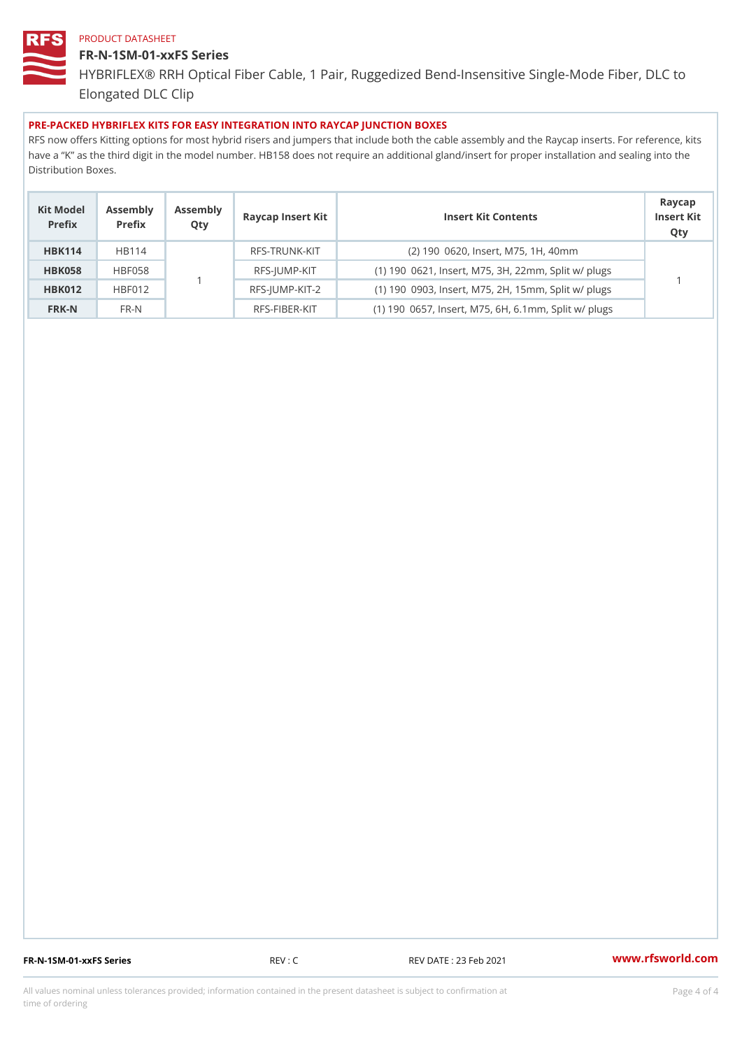PRODUCT DATASHEET

# FR-N-1SM-01-xxFS Series

## HYBRIFLEX® RRH Optical Fiber Cable, 1 Pair, Ruggedized Bend-Insensitive Single-Mode Fiber, DLC to Elongated DLC Clip

### PRE-PACKED HYBRIFLEX KITS FOR EASY INTEGRATION INTO RAYCAP JUNCTION BOXES

RFS now offers Kitting options for most hybrid risers and jumpers that include both the cable assembly and the Raycap inserts. For reference, kits have a "K" as the third digit in the model number. HB158 does not require an additional gland/insert for proper installation and sealing into the Distribution Boxes.

| Kit Model Prefix | Assembly Prefix | Assembly Qty | Raycap Insert Kit | Insert Kit Contents | Raycap Insert Kit Qty |
|---|---|---|---|---|---|
| HBK114 | HB114 | 1 | RFS-TRUNK-KIT | (2) 190 0620, Insert, M75, 1H, 40mm | 1 |
| HBK058 | HBF058 | | RFS-JUMP-KIT | (1) 190 0621, Insert, M75, 3H, 22mm, Split w/ plugs | |
| HBK012 | HBF012 | | RFS-JUMP-KIT-2 | (1) 190 0903, Insert, M75, 2H, 15mm, Split w/ plugs | |
| FRK-N | FR-N | | RFS-FIBER-KIT | (1) 190 0657, Insert, M75, 6H, 6.1mm, Split w/ plugs | |

FR-N-1SM-01-xxFS Series REV : C REV DATE : 23 Feb 2021 www.rfsworld.com

All values nominal unless tolerances provided; information contained in the present datasheet is subject to confirmation at time of ordering